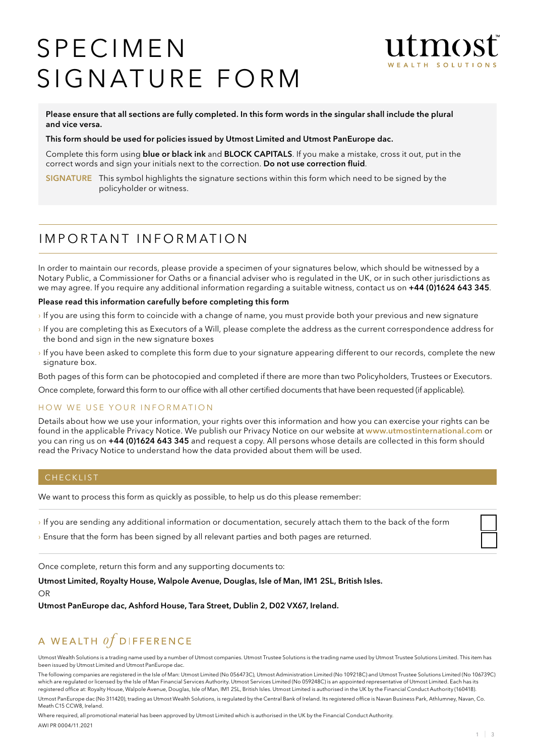# SPECIMEN SIGNATURE FORM

utmost
WEALTH SOLUTIONS

**Please ensure that all sections are fully completed. In this form words in the singular shall include the plural and vice versa.**

**This form should be used for policies issued by Utmost Limited and Utmost PanEurope dac.**

Complete this form using **blue or black ink** and **BLOCK CAPITALS**. If you make a mistake, cross it out, put in the correct words and sign your initials next to the correction. **Do not use correction fluid**.

**SIGNATURE** This symbol highlights the signature sections within this form which need to be signed by the policyholder or witness.

## IMPORTANT INFORMATION

In order to maintain our records, please provide a specimen of your signatures below, which should be witnessed by a Notary Public, a Commissioner for Oaths or a financial adviser who is regulated in the UK, or in such other jurisdictions as we may agree. If you require any additional information regarding a suitable witness, contact us on **+44 (0)1624 643 345**.

**Please read this information carefully before completing this form**

- If you are using this form to coincide with a change of name, you must provide both your previous and new signature
- If you are completing this as Executors of a Will, please complete the address as the current correspondence address for the bond and sign in the new signature boxes
- If you have been asked to complete this form due to your signature appearing different to our records, complete the new signature box.

Both pages of this form can be photocopied and completed if there are more than two Policyholders, Trustees or Executors.

Once complete, forward this form to our office with all other certified documents that have been requested (if applicable).

### HOW WE USE YOUR INFORMATION

Details about how we use your information, your rights over this information and how you can exercise your rights can be found in the applicable Privacy Notice. We publish our Privacy Notice on our website at **www.utmostinternational.com** or you can ring us on **+44 (0)1624 643 345** and request a copy. All persons whose details are collected in this form should read the Privacy Notice to understand how the data provided about them will be used.

## CHECKLIST

We want to process this form as quickly as possible, to help us do this please remember:

- If you are sending any additional information or documentation, securely attach them to the back of the form ☐
- Ensure that the form has been signed by all relevant parties and both pages are returned. ☐

Once complete, return this form and any supporting documents to:

**Utmost Limited, Royalty House, Walpole Avenue, Douglas, Isle of Man, IM1 2SL, British Isles.**

OR

**Utmost PanEurope dac, Ashford House, Tara Street, Dublin 2, D02 VX67, Ireland.**

A WEALTH *of* DIFFERENCE

Utmost Wealth Solutions is a trading name used by a number of Utmost companies. Utmost Trustee Solutions is the trading name used by Utmost Trustee Solutions Limited. This item has been issued by Utmost Limited and Utmost PanEurope dac.

The following companies are registered in the Isle of Man: Utmost Limited (No 056473C), Utmost Administration Limited (No 109218C) and Utmost Trustee Solutions Limited (No 106739C) which are regulated or licensed by the Isle of Man Financial Services Authority. Utmost Services Limited (No 059248C) is an appointed representative of Utmost Limited. Each has its registered office at: Royalty House, Walpole Avenue, Douglas, Isle of Man, IM1 2SL, British Isles. Utmost Limited is authorised in the UK by the Financial Conduct Authority (160418).

Utmost PanEurope dac (No 311420), trading as Utmost Wealth Solutions, is regulated by the Central Bank of Ireland. Its registered office is Navan Business Park, Athlumney, Navan, Co. Meath C15 CCW8, Ireland.

Where required, all promotional material has been approved by Utmost Limited which is authorised in the UK by the Financial Conduct Authority.

AWI PR 0004/11.2021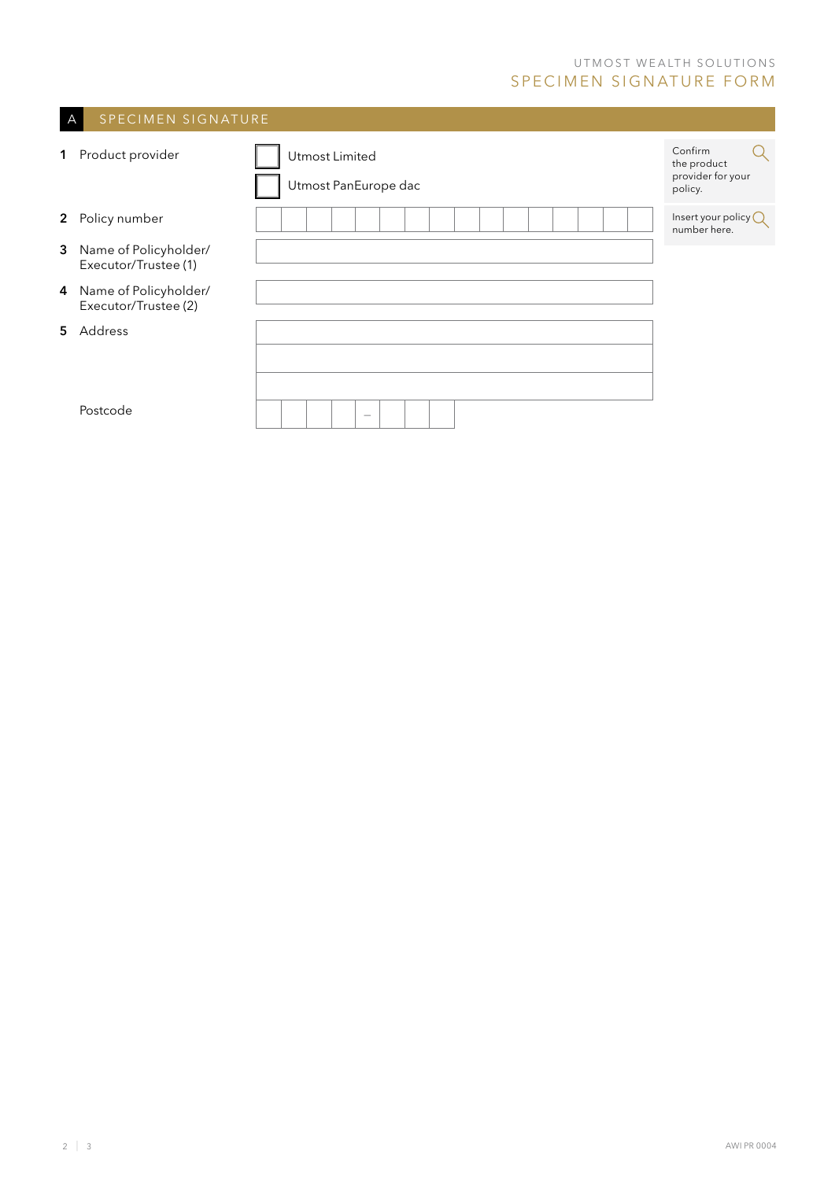UTMOST WEALTH SOLUTIONS

# SPECIMEN SIGNATURE FORM

## A SPECIMEN SIGNATURE

**1** Product provider

☐ Utmost Limited

☐ Utmost PanEurope dac

Confirm the product provider for your policy.

**2** Policy number

| | | | | | | | | | | | | | | | |
|---|---|---|---|---|---|---|---|---|---|---|---|---|---|---|---|

Insert your policy number here.

**3** Name of Policyholder/ Executor/Trustee (1)

**4** Name of Policyholder/ Executor/Trustee (2)

**5** Address

Postcode

| | | | | – | | | |
|---|---|---|---|---|---|---|---|

AWI PR 0004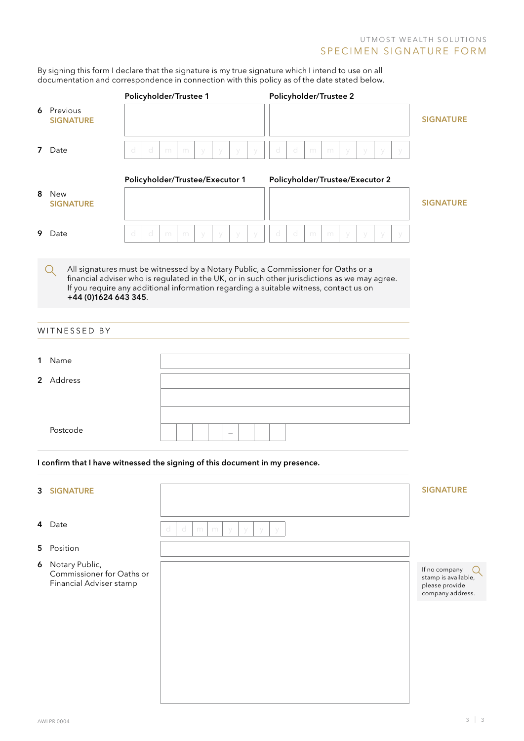UTMOST WEALTH SOLUTIONS

# SPECIMEN SIGNATURE FORM

By signing this form I declare that the signature is my true signature which I intend to use on all documentation and correspondence in connection with this policy as of the date stated below.

| | Policyholder/Trustee 1 | Policyholder/Trustee 2 | |
|---|---|---|---|
| **6** Previous **SIGNATURE** | | | **SIGNATURE** |
| **7** Date | d d m m y y y y | d d m m y y y y | |

| | Policyholder/Trustee/Executor 1 | Policyholder/Trustee/Executor 2 | |
|---|---|---|---|
| **8** New **SIGNATURE** | | | **SIGNATURE** |
| **9** Date | d d m m y y y y | d d m m y y y y | |

All signatures must be witnessed by a Notary Public, a Commissioner for Oaths or a financial adviser who is regulated in the UK, or in such other jurisdictions as we may agree. If you require any additional information regarding a suitable witness, contact us on **+44 (0)1624 643 345**.

## WITNESSED BY

**1** Name

**2** Address

Postcode

**I confirm that I have witnessed the signing of this document in my presence.**

**3** **SIGNATURE** — **SIGNATURE**

**4** Date d d m m y y y y

**5** Position

**6** Notary Public, Commissioner for Oaths or Financial Adviser stamp

If no company stamp is available, please provide company address.

AWI PR 0004